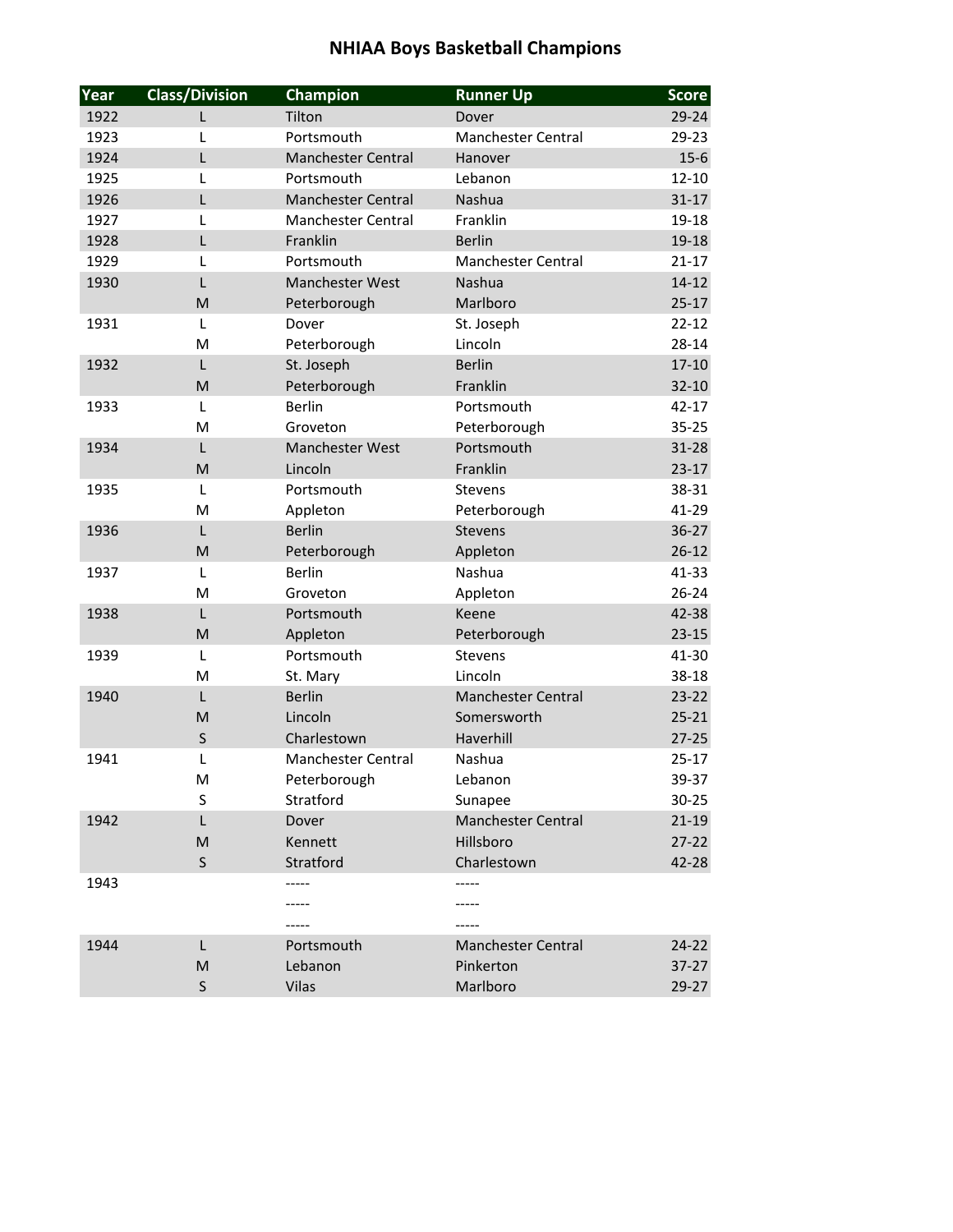# NHIAA Boys Basketball Champions

| Year | Class/Division | Champion | Runner Up | Score |
|---|---|---|---|---|
| 1922 | L | Tilton | Dover | 29-24 |
| 1923 | L | Portsmouth | Manchester Central | 29-23 |
| 1924 | L | Manchester Central | Hanover | 15-6 |
| 1925 | L | Portsmouth | Lebanon | 12-10 |
| 1926 | L | Manchester Central | Nashua | 31-17 |
| 1927 | L | Manchester Central | Franklin | 19-18 |
| 1928 | L | Franklin | Berlin | 19-18 |
| 1929 | L | Portsmouth | Manchester Central | 21-17 |
| 1930 | L | Manchester West | Nashua | 14-12 |
| | M | Peterborough | Marlboro | 25-17 |
| 1931 | L | Dover | St. Joseph | 22-12 |
| | M | Peterborough | Lincoln | 28-14 |
| 1932 | L | St. Joseph | Berlin | 17-10 |
| | M | Peterborough | Franklin | 32-10 |
| 1933 | L | Berlin | Portsmouth | 42-17 |
| | M | Groveton | Peterborough | 35-25 |
| 1934 | L | Manchester West | Portsmouth | 31-28 |
| | M | Lincoln | Franklin | 23-17 |
| 1935 | L | Portsmouth | Stevens | 38-31 |
| | M | Appleton | Peterborough | 41-29 |
| 1936 | L | Berlin | Stevens | 36-27 |
| | M | Peterborough | Appleton | 26-12 |
| 1937 | L | Berlin | Nashua | 41-33 |
| | M | Groveton | Appleton | 26-24 |
| 1938 | L | Portsmouth | Keene | 42-38 |
| | M | Appleton | Peterborough | 23-15 |
| 1939 | L | Portsmouth | Stevens | 41-30 |
| | M | St. Mary | Lincoln | 38-18 |
| 1940 | L | Berlin | Manchester Central | 23-22 |
| | M | Lincoln | Somersworth | 25-21 |
| | S | Charlestown | Haverhill | 27-25 |
| 1941 | L | Manchester Central | Nashua | 25-17 |
| | M | Peterborough | Lebanon | 39-37 |
| | S | Stratford | Sunapee | 30-25 |
| 1942 | L | Dover | Manchester Central | 21-19 |
| | M | Kennett | Hillsboro | 27-22 |
| | S | Stratford | Charlestown | 42-28 |
| 1943 | | ----- | ----- | |
| | | ----- | ----- | |
| | | ----- | ----- | |
| 1944 | L | Portsmouth | Manchester Central | 24-22 |
| | M | Lebanon | Pinkerton | 37-27 |
| | S | Vilas | Marlboro | 29-27 |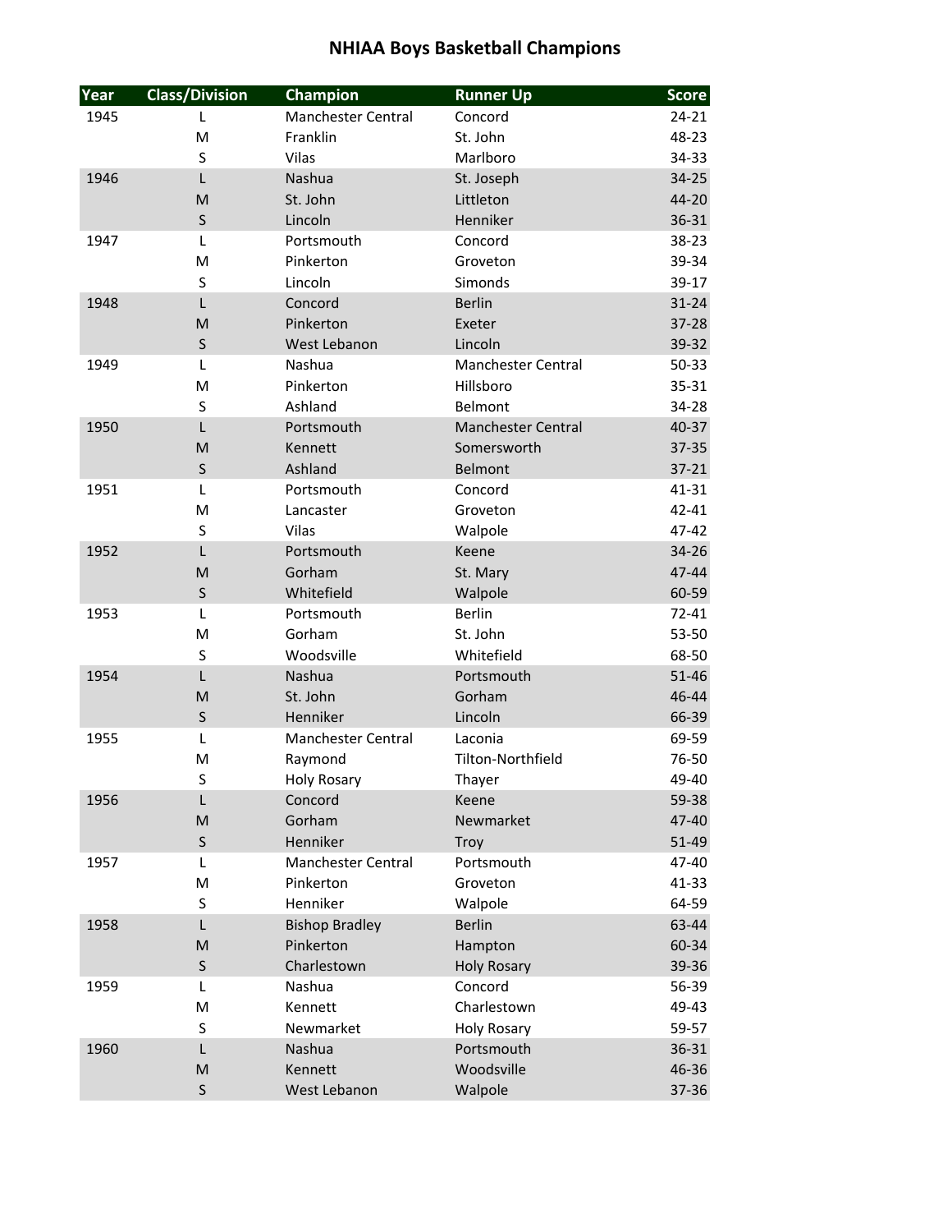# NHIAA Boys Basketball Champions

| Year | Class/Division | Champion | Runner Up | Score |
| --- | --- | --- | --- | --- |
| 1945 | L | Manchester Central | Concord | 24-21 |
| | M | Franklin | St. John | 48-23 |
| | S | Vilas | Marlboro | 34-33 |
| 1946 | L | Nashua | St. Joseph | 34-25 |
| | M | St. John | Littleton | 44-20 |
| | S | Lincoln | Henniker | 36-31 |
| 1947 | L | Portsmouth | Concord | 38-23 |
| | M | Pinkerton | Groveton | 39-34 |
| | S | Lincoln | Simonds | 39-17 |
| 1948 | L | Concord | Berlin | 31-24 |
| | M | Pinkerton | Exeter | 37-28 |
| | S | West Lebanon | Lincoln | 39-32 |
| 1949 | L | Nashua | Manchester Central | 50-33 |
| | M | Pinkerton | Hillsboro | 35-31 |
| | S | Ashland | Belmont | 34-28 |
| 1950 | L | Portsmouth | Manchester Central | 40-37 |
| | M | Kennett | Somersworth | 37-35 |
| | S | Ashland | Belmont | 37-21 |
| 1951 | L | Portsmouth | Concord | 41-31 |
| | M | Lancaster | Groveton | 42-41 |
| | S | Vilas | Walpole | 47-42 |
| 1952 | L | Portsmouth | Keene | 34-26 |
| | M | Gorham | St. Mary | 47-44 |
| | S | Whitefield | Walpole | 60-59 |
| 1953 | L | Portsmouth | Berlin | 72-41 |
| | M | Gorham | St. John | 53-50 |
| | S | Woodsville | Whitefield | 68-50 |
| 1954 | L | Nashua | Portsmouth | 51-46 |
| | M | St. John | Gorham | 46-44 |
| | S | Henniker | Lincoln | 66-39 |
| 1955 | L | Manchester Central | Laconia | 69-59 |
| | M | Raymond | Tilton-Northfield | 76-50 |
| | S | Holy Rosary | Thayer | 49-40 |
| 1956 | L | Concord | Keene | 59-38 |
| | M | Gorham | Newmarket | 47-40 |
| | S | Henniker | Troy | 51-49 |
| 1957 | L | Manchester Central | Portsmouth | 47-40 |
| | M | Pinkerton | Groveton | 41-33 |
| | S | Henniker | Walpole | 64-59 |
| 1958 | L | Bishop Bradley | Berlin | 63-44 |
| | M | Pinkerton | Hampton | 60-34 |
| | S | Charlestown | Holy Rosary | 39-36 |
| 1959 | L | Nashua | Concord | 56-39 |
| | M | Kennett | Charlestown | 49-43 |
| | S | Newmarket | Holy Rosary | 59-57 |
| 1960 | L | Nashua | Portsmouth | 36-31 |
| | M | Kennett | Woodsville | 46-36 |
| | S | West Lebanon | Walpole | 37-36 |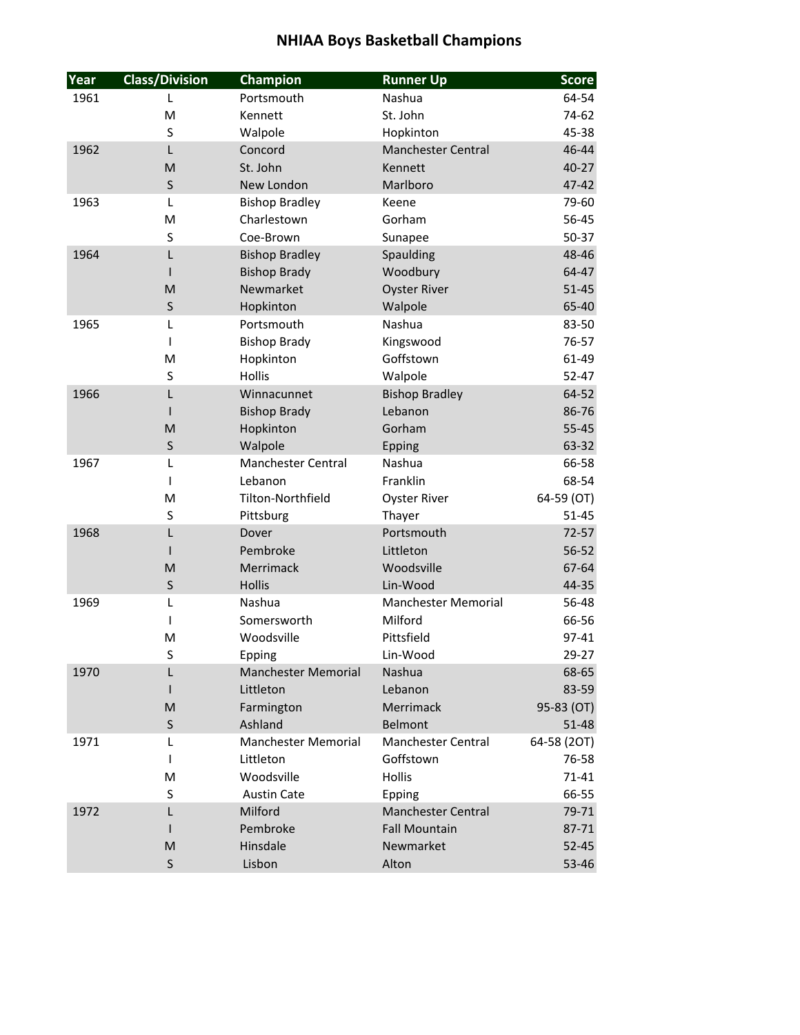# NHIAA Boys Basketball Champions

| Year | Class/Division | Champion | Runner Up | Score |
|---|---|---|---|---|
| 1961 | L | Portsmouth | Nashua | 64-54 |
| | M | Kennett | St. John | 74-62 |
| | S | Walpole | Hopkinton | 45-38 |
| 1962 | L | Concord | Manchester Central | 46-44 |
| | M | St. John | Kennett | 40-27 |
| | S | New London | Marlboro | 47-42 |
| 1963 | L | Bishop Bradley | Keene | 79-60 |
| | M | Charlestown | Gorham | 56-45 |
| | S | Coe-Brown | Sunapee | 50-37 |
| 1964 | L | Bishop Bradley | Spaulding | 48-46 |
| | I | Bishop Brady | Woodbury | 64-47 |
| | M | Newmarket | Oyster River | 51-45 |
| | S | Hopkinton | Walpole | 65-40 |
| 1965 | L | Portsmouth | Nashua | 83-50 |
| | I | Bishop Brady | Kingswood | 76-57 |
| | M | Hopkinton | Goffstown | 61-49 |
| | S | Hollis | Walpole | 52-47 |
| 1966 | L | Winnacunnet | Bishop Bradley | 64-52 |
| | I | Bishop Brady | Lebanon | 86-76 |
| | M | Hopkinton | Gorham | 55-45 |
| | S | Walpole | Epping | 63-32 |
| 1967 | L | Manchester Central | Nashua | 66-58 |
| | I | Lebanon | Franklin | 68-54 |
| | M | Tilton-Northfield | Oyster River | 64-59 (OT) |
| | S | Pittsburg | Thayer | 51-45 |
| 1968 | L | Dover | Portsmouth | 72-57 |
| | I | Pembroke | Littleton | 56-52 |
| | M | Merrimack | Woodsville | 67-64 |
| | S | Hollis | Lin-Wood | 44-35 |
| 1969 | L | Nashua | Manchester Memorial | 56-48 |
| | I | Somersworth | Milford | 66-56 |
| | M | Woodsville | Pittsfield | 97-41 |
| | S | Epping | Lin-Wood | 29-27 |
| 1970 | L | Manchester Memorial | Nashua | 68-65 |
| | I | Littleton | Lebanon | 83-59 |
| | M | Farmington | Merrimack | 95-83 (OT) |
| | S | Ashland | Belmont | 51-48 |
| 1971 | L | Manchester Memorial | Manchester Central | 64-58 (2OT) |
| | I | Littleton | Goffstown | 76-58 |
| | M | Woodsville | Hollis | 71-41 |
| | S | Austin Cate | Epping | 66-55 |
| 1972 | L | Milford | Manchester Central | 79-71 |
| | I | Pembroke | Fall Mountain | 87-71 |
| | M | Hinsdale | Newmarket | 52-45 |
| | S | Lisbon | Alton | 53-46 |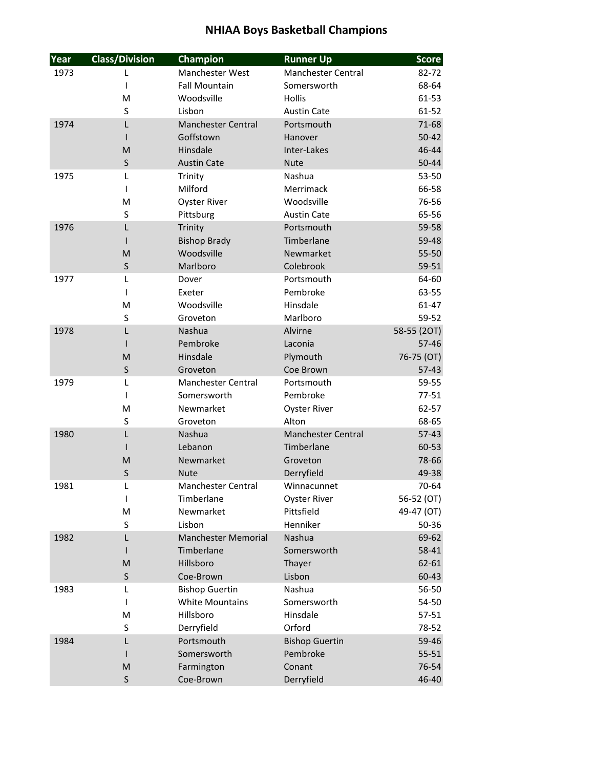# NHIAA Boys Basketball Champions

| Year | Class/Division | Champion | Runner Up | Score |
|---|---|---|---|---|
| 1973 | L | Manchester West | Manchester Central | 82-72 |
| | I | Fall Mountain | Somersworth | 68-64 |
| | M | Woodsville | Hollis | 61-53 |
| | S | Lisbon | Austin Cate | 61-52 |
| 1974 | L | Manchester Central | Portsmouth | 71-68 |
| | I | Goffstown | Hanover | 50-42 |
| | M | Hinsdale | Inter-Lakes | 46-44 |
| | S | Austin Cate | Nute | 50-44 |
| 1975 | L | Trinity | Nashua | 53-50 |
| | I | Milford | Merrimack | 66-58 |
| | M | Oyster River | Woodsville | 76-56 |
| | S | Pittsburg | Austin Cate | 65-56 |
| 1976 | L | Trinity | Portsmouth | 59-58 |
| | I | Bishop Brady | Timberlane | 59-48 |
| | M | Woodsville | Newmarket | 55-50 |
| | S | Marlboro | Colebrook | 59-51 |
| 1977 | L | Dover | Portsmouth | 64-60 |
| | I | Exeter | Pembroke | 63-55 |
| | M | Woodsville | Hinsdale | 61-47 |
| | S | Groveton | Marlboro | 59-52 |
| 1978 | L | Nashua | Alvirne | 58-55 (2OT) |
| | I | Pembroke | Laconia | 57-46 |
| | M | Hinsdale | Plymouth | 76-75 (OT) |
| | S | Groveton | Coe Brown | 57-43 |
| 1979 | L | Manchester Central | Portsmouth | 59-55 |
| | I | Somersworth | Pembroke | 77-51 |
| | M | Newmarket | Oyster River | 62-57 |
| | S | Groveton | Alton | 68-65 |
| 1980 | L | Nashua | Manchester Central | 57-43 |
| | I | Lebanon | Timberlane | 60-53 |
| | M | Newmarket | Groveton | 78-66 |
| | S | Nute | Derryfield | 49-38 |
| 1981 | L | Manchester Central | Winnacunnet | 70-64 |
| | I | Timberlane | Oyster River | 56-52 (OT) |
| | M | Newmarket | Pittsfield | 49-47 (OT) |
| | S | Lisbon | Henniker | 50-36 |
| 1982 | L | Manchester Memorial | Nashua | 69-62 |
| | I | Timberlane | Somersworth | 58-41 |
| | M | Hillsboro | Thayer | 62-61 |
| | S | Coe-Brown | Lisbon | 60-43 |
| 1983 | L | Bishop Guertin | Nashua | 56-50 |
| | I | White Mountains | Somersworth | 54-50 |
| | M | Hillsboro | Hinsdale | 57-51 |
| | S | Derryfield | Orford | 78-52 |
| 1984 | L | Portsmouth | Bishop Guertin | 59-46 |
| | I | Somersworth | Pembroke | 55-51 |
| | M | Farmington | Conant | 76-54 |
| | S | Coe-Brown | Derryfield | 46-40 |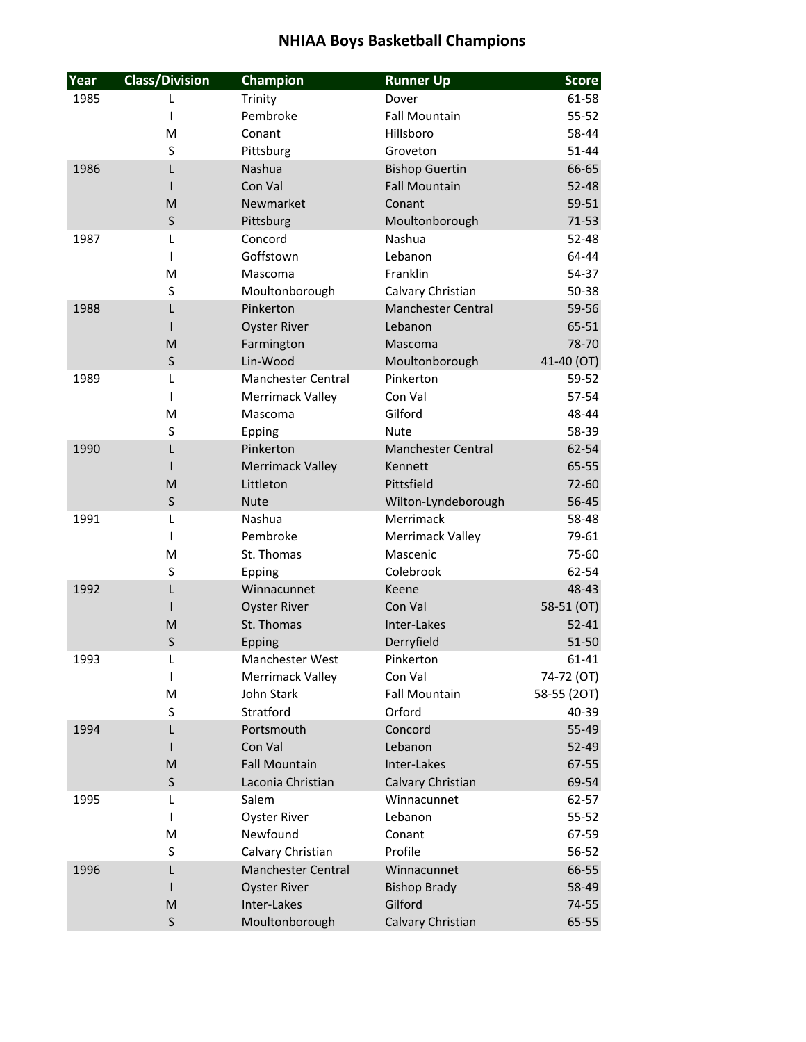# NHIAA Boys Basketball Champions

| Year | Class/Division | Champion | Runner Up | Score |
|---|---|---|---|---|
| 1985 | L | Trinity | Dover | 61-58 |
| | I | Pembroke | Fall Mountain | 55-52 |
| | M | Conant | Hillsboro | 58-44 |
| | S | Pittsburg | Groveton | 51-44 |
| 1986 | L | Nashua | Bishop Guertin | 66-65 |
| | I | Con Val | Fall Mountain | 52-48 |
| | M | Newmarket | Conant | 59-51 |
| | S | Pittsburg | Moultonborough | 71-53 |
| 1987 | L | Concord | Nashua | 52-48 |
| | I | Goffstown | Lebanon | 64-44 |
| | M | Mascoma | Franklin | 54-37 |
| | S | Moultonborough | Calvary Christian | 50-38 |
| 1988 | L | Pinkerton | Manchester Central | 59-56 |
| | I | Oyster River | Lebanon | 65-51 |
| | M | Farmington | Mascoma | 78-70 |
| | S | Lin-Wood | Moultonborough | 41-40 (OT) |
| 1989 | L | Manchester Central | Pinkerton | 59-52 |
| | I | Merrimack Valley | Con Val | 57-54 |
| | M | Mascoma | Gilford | 48-44 |
| | S | Epping | Nute | 58-39 |
| 1990 | L | Pinkerton | Manchester Central | 62-54 |
| | I | Merrimack Valley | Kennett | 65-55 |
| | M | Littleton | Pittsfield | 72-60 |
| | S | Nute | Wilton-Lyndeborough | 56-45 |
| 1991 | L | Nashua | Merrimack | 58-48 |
| | I | Pembroke | Merrimack Valley | 79-61 |
| | M | St. Thomas | Mascenic | 75-60 |
| | S | Epping | Colebrook | 62-54 |
| 1992 | L | Winnacunnet | Keene | 48-43 |
| | I | Oyster River | Con Val | 58-51 (OT) |
| | M | St. Thomas | Inter-Lakes | 52-41 |
| | S | Epping | Derryfield | 51-50 |
| 1993 | L | Manchester West | Pinkerton | 61-41 |
| | I | Merrimack Valley | Con Val | 74-72 (OT) |
| | M | John Stark | Fall Mountain | 58-55 (2OT) |
| | S | Stratford | Orford | 40-39 |
| 1994 | L | Portsmouth | Concord | 55-49 |
| | I | Con Val | Lebanon | 52-49 |
| | M | Fall Mountain | Inter-Lakes | 67-55 |
| | S | Laconia Christian | Calvary Christian | 69-54 |
| 1995 | L | Salem | Winnacunnet | 62-57 |
| | I | Oyster River | Lebanon | 55-52 |
| | M | Newfound | Conant | 67-59 |
| | S | Calvary Christian | Profile | 56-52 |
| 1996 | L | Manchester Central | Winnacunnet | 66-55 |
| | I | Oyster River | Bishop Brady | 58-49 |
| | M | Inter-Lakes | Gilford | 74-55 |
| | S | Moultonborough | Calvary Christian | 65-55 |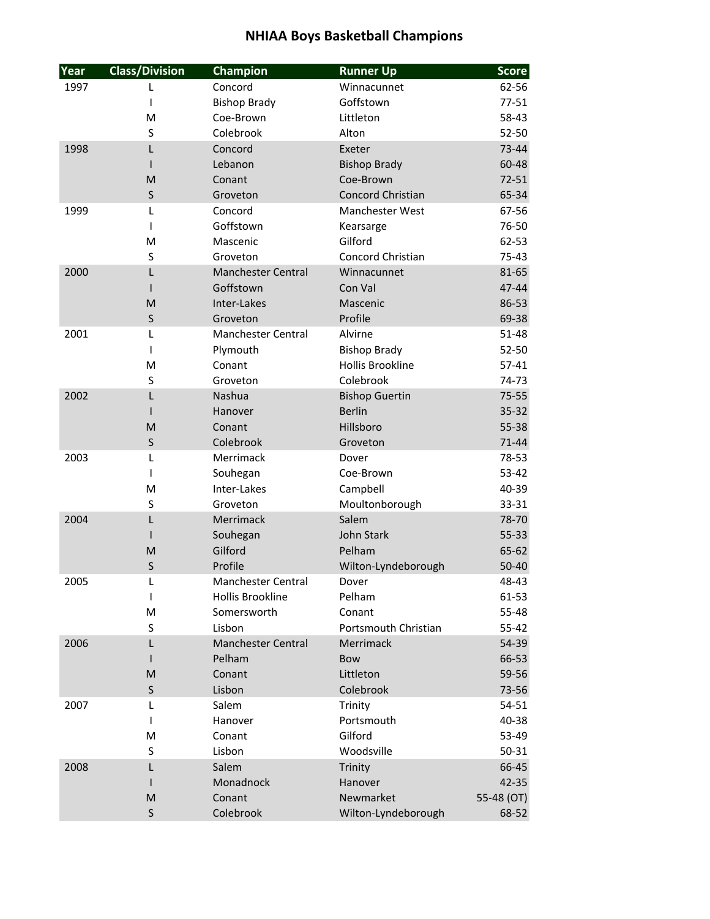# NHIAA Boys Basketball Champions

| Year | Class/Division | Champion | Runner Up | Score |
|---|---|---|---|---|
| 1997 | L | Concord | Winnacunnet | 62-56 |
| | I | Bishop Brady | Goffstown | 77-51 |
| | M | Coe-Brown | Littleton | 58-43 |
| | S | Colebrook | Alton | 52-50 |
| 1998 | L | Concord | Exeter | 73-44 |
| | I | Lebanon | Bishop Brady | 60-48 |
| | M | Conant | Coe-Brown | 72-51 |
| | S | Groveton | Concord Christian | 65-34 |
| 1999 | L | Concord | Manchester West | 67-56 |
| | I | Goffstown | Kearsarge | 76-50 |
| | M | Mascenic | Gilford | 62-53 |
| | S | Groveton | Concord Christian | 75-43 |
| 2000 | L | Manchester Central | Winnacunnet | 81-65 |
| | I | Goffstown | Con Val | 47-44 |
| | M | Inter-Lakes | Mascenic | 86-53 |
| | S | Groveton | Profile | 69-38 |
| 2001 | L | Manchester Central | Alvirne | 51-48 |
| | I | Plymouth | Bishop Brady | 52-50 |
| | M | Conant | Hollis Brookline | 57-41 |
| | S | Groveton | Colebrook | 74-73 |
| 2002 | L | Nashua | Bishop Guertin | 75-55 |
| | I | Hanover | Berlin | 35-32 |
| | M | Conant | Hillsboro | 55-38 |
| | S | Colebrook | Groveton | 71-44 |
| 2003 | L | Merrimack | Dover | 78-53 |
| | I | Souhegan | Coe-Brown | 53-42 |
| | M | Inter-Lakes | Campbell | 40-39 |
| | S | Groveton | Moultonborough | 33-31 |
| 2004 | L | Merrimack | Salem | 78-70 |
| | I | Souhegan | John Stark | 55-33 |
| | M | Gilford | Pelham | 65-62 |
| | S | Profile | Wilton-Lyndeborough | 50-40 |
| 2005 | L | Manchester Central | Dover | 48-43 |
| | I | Hollis Brookline | Pelham | 61-53 |
| | M | Somersworth | Conant | 55-48 |
| | S | Lisbon | Portsmouth Christian | 55-42 |
| 2006 | L | Manchester Central | Merrimack | 54-39 |
| | I | Pelham | Bow | 66-53 |
| | M | Conant | Littleton | 59-56 |
| | S | Lisbon | Colebrook | 73-56 |
| 2007 | L | Salem | Trinity | 54-51 |
| | I | Hanover | Portsmouth | 40-38 |
| | M | Conant | Gilford | 53-49 |
| | S | Lisbon | Woodsville | 50-31 |
| 2008 | L | Salem | Trinity | 66-45 |
| | I | Monadnock | Hanover | 42-35 |
| | M | Conant | Newmarket | 55-48 (OT) |
| | S | Colebrook | Wilton-Lyndeborough | 68-52 |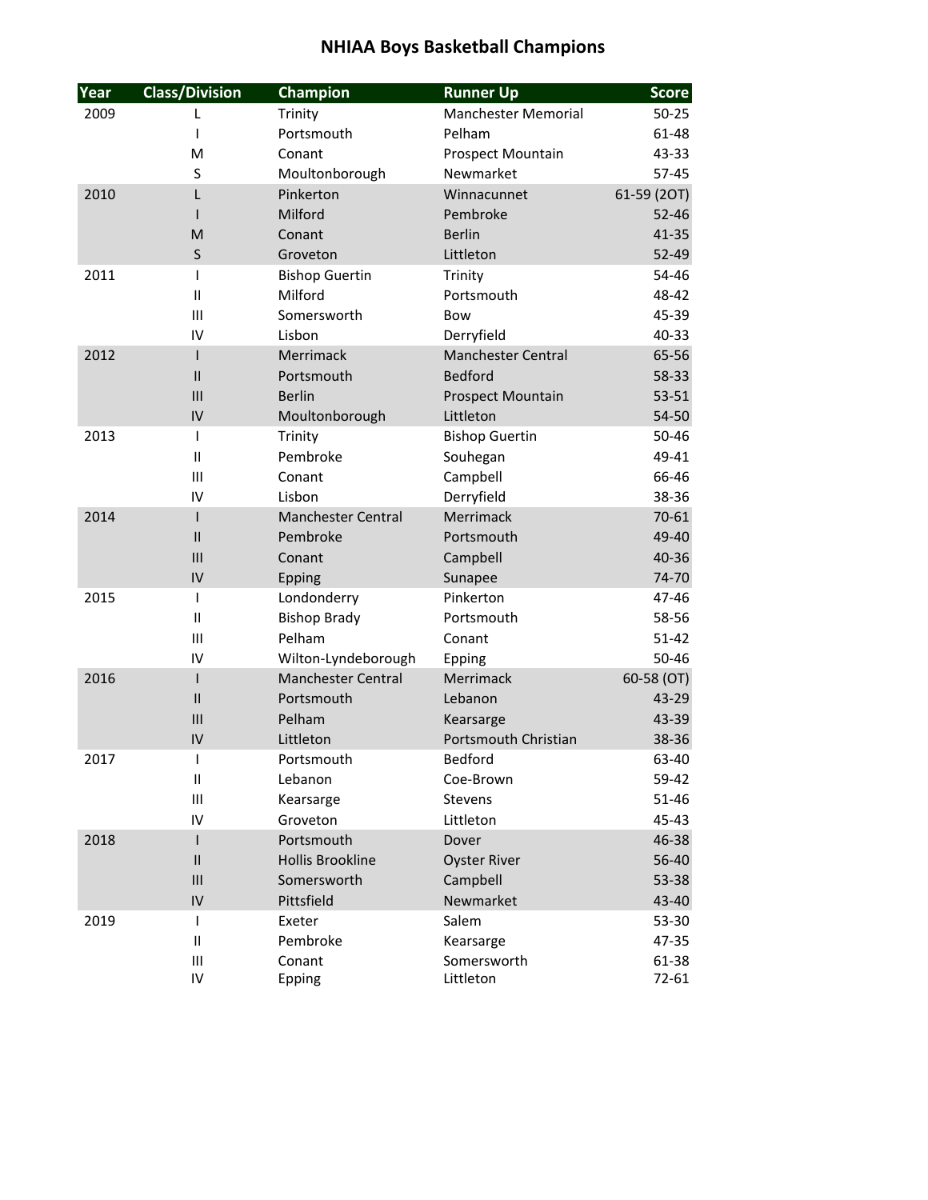# NHIAA Boys Basketball Champions

| Year | Class/Division | Champion | Runner Up | Score |
|---|---|---|---|---|
| 2009 | L | Trinity | Manchester Memorial | 50-25 |
| | I | Portsmouth | Pelham | 61-48 |
| | M | Conant | Prospect Mountain | 43-33 |
| | S | Moultonborough | Newmarket | 57-45 |
| 2010 | L | Pinkerton | Winnacunnet | 61-59 (2OT) |
| | I | Milford | Pembroke | 52-46 |
| | M | Conant | Berlin | 41-35 |
| | S | Groveton | Littleton | 52-49 |
| 2011 | I | Bishop Guertin | Trinity | 54-46 |
| | II | Milford | Portsmouth | 48-42 |
| | III | Somersworth | Bow | 45-39 |
| | IV | Lisbon | Derryfield | 40-33 |
| 2012 | I | Merrimack | Manchester Central | 65-56 |
| | II | Portsmouth | Bedford | 58-33 |
| | III | Berlin | Prospect Mountain | 53-51 |
| | IV | Moultonborough | Littleton | 54-50 |
| 2013 | I | Trinity | Bishop Guertin | 50-46 |
| | II | Pembroke | Souhegan | 49-41 |
| | III | Conant | Campbell | 66-46 |
| | IV | Lisbon | Derryfield | 38-36 |
| 2014 | I | Manchester Central | Merrimack | 70-61 |
| | II | Pembroke | Portsmouth | 49-40 |
| | III | Conant | Campbell | 40-36 |
| | IV | Epping | Sunapee | 74-70 |
| 2015 | I | Londonderry | Pinkerton | 47-46 |
| | II | Bishop Brady | Portsmouth | 58-56 |
| | III | Pelham | Conant | 51-42 |
| | IV | Wilton-Lyndeborough | Epping | 50-46 |
| 2016 | I | Manchester Central | Merrimack | 60-58 (OT) |
| | II | Portsmouth | Lebanon | 43-29 |
| | III | Pelham | Kearsarge | 43-39 |
| | IV | Littleton | Portsmouth Christian | 38-36 |
| 2017 | I | Portsmouth | Bedford | 63-40 |
| | II | Lebanon | Coe-Brown | 59-42 |
| | III | Kearsarge | Stevens | 51-46 |
| | IV | Groveton | Littleton | 45-43 |
| 2018 | I | Portsmouth | Dover | 46-38 |
| | II | Hollis Brookline | Oyster River | 56-40 |
| | III | Somersworth | Campbell | 53-38 |
| | IV | Pittsfield | Newmarket | 43-40 |
| 2019 | I | Exeter | Salem | 53-30 |
| | II | Pembroke | Kearsarge | 47-35 |
| | III | Conant | Somersworth | 61-38 |
| | IV | Epping | Littleton | 72-61 |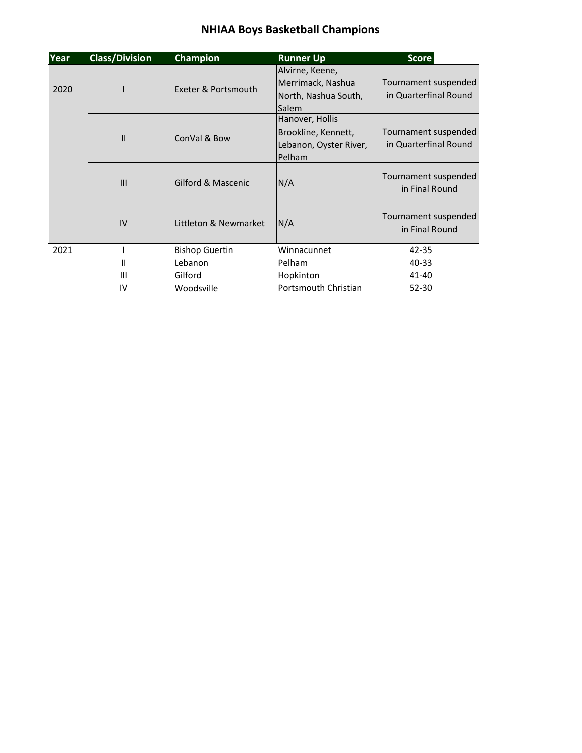# NHIAA Boys Basketball Champions

| Year | Class/Division | Champion | Runner Up | Score |
| --- | --- | --- | --- | --- |
| 2020 | I | Exeter & Portsmouth | Alvirne, Keene, Merrimack, Nashua North, Nashua South, Salem | Tournament suspended in Quarterfinal Round |
| | II | ConVal & Bow | Hanover, Hollis Brookline, Kennett, Lebanon, Oyster River, Pelham | Tournament suspended in Quarterfinal Round |
| | III | Gilford & Mascenic | N/A | Tournament suspended in Final Round |
| | IV | Littleton & Newmarket | N/A | Tournament suspended in Final Round |
| 2021 | I | Bishop Guertin | Winnacunnet | 42-35 |
| | II | Lebanon | Pelham | 40-33 |
| | III | Gilford | Hopkinton | 41-40 |
| | IV | Woodsville | Portsmouth Christian | 52-30 |